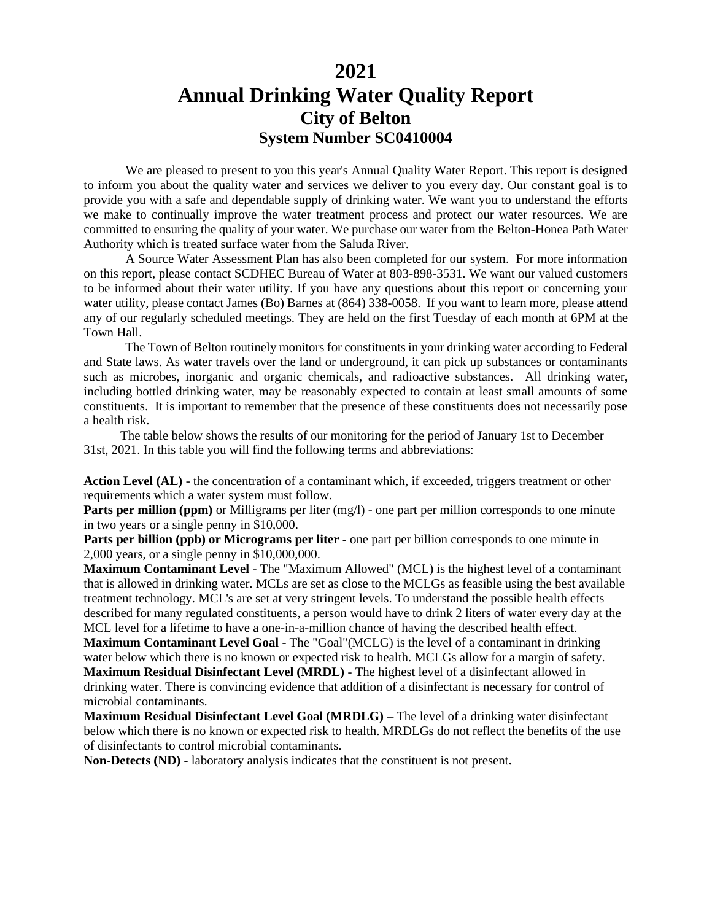# 2021

# Annual Drinking Water Quality Report

## City of Belton

### System Number SC0410004

We are pleased to present to you this year's Annual Quality Water Report. This report is designed to inform you about the quality water and services we deliver to you every day. Our constant goal is to provide you with a safe and dependable supply of drinking water. We want you to understand the efforts we make to continually improve the water treatment process and protect our water resources. We are committed to ensuring the quality of your water. We purchase our water from the Belton-Honea Path Water Authority which is treated surface water from the Saluda River.

A Source Water Assessment Plan has also been completed for our system. For more information on this report, please contact SCDHEC Bureau of Water at 803-898-3531. We want our valued customers to be informed about their water utility. If you have any questions about this report or concerning your water utility, please contact James (Bo) Barnes at (864) 338-0058. If you want to learn more, please attend any of our regularly scheduled meetings. They are held on the first Tuesday of each month at 6PM at the Town Hall.

The Town of Belton routinely monitors for constituents in your drinking water according to Federal and State laws. As water travels over the land or underground, it can pick up substances or contaminants such as microbes, inorganic and organic chemicals, and radioactive substances. All drinking water, including bottled drinking water, may be reasonably expected to contain at least small amounts of some constituents. It is important to remember that the presence of these constituents does not necessarily pose a health risk.

The table below shows the results of our monitoring for the period of January 1st to December 31st, 2021. In this table you will find the following terms and abbreviations:

**Action Level (AL)** - the concentration of a contaminant which, if exceeded, triggers treatment or other requirements which a water system must follow.

**Parts per million (ppm)** or Milligrams per liter (mg/l) - one part per million corresponds to one minute in two years or a single penny in $10,000.

**Parts per billion (ppb) or Micrograms per liter -** one part per billion corresponds to one minute in 2,000 years, or a single penny in $10,000,000.

**Maximum Contaminant Level** - The "Maximum Allowed" (MCL) is the highest level of a contaminant that is allowed in drinking water. MCLs are set as close to the MCLGs as feasible using the best available treatment technology. MCL's are set at very stringent levels. To understand the possible health effects described for many regulated constituents, a person would have to drink 2 liters of water every day at the MCL level for a lifetime to have a one-in-a-million chance of having the described health effect.

**Maximum Contaminant Level Goal** - The "Goal"(MCLG) is the level of a contaminant in drinking water below which there is no known or expected risk to health. MCLGs allow for a margin of safety.

**Maximum Residual Disinfectant Level (MRDL)** - The highest level of a disinfectant allowed in drinking water. There is convincing evidence that addition of a disinfectant is necessary for control of microbial contaminants.

**Maximum Residual Disinfectant Level Goal (MRDLG) –** The level of a drinking water disinfectant below which there is no known or expected risk to health. MRDLGs do not reflect the benefits of the use of disinfectants to control microbial contaminants.

**Non-Detects (ND) -** laboratory analysis indicates that the constituent is not present**.**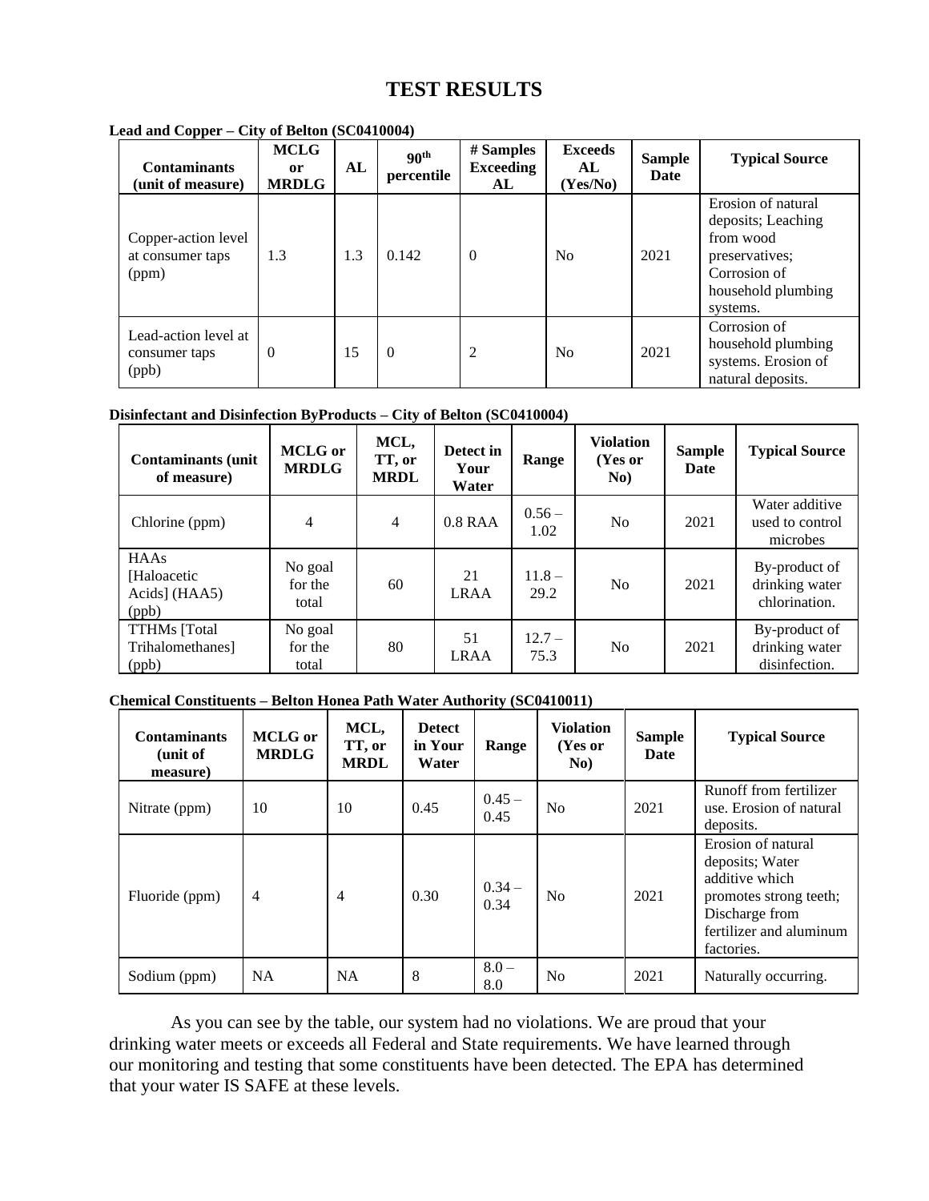# TEST RESULTS

**Lead and Copper – City of Belton (SC0410004)**

| Contaminants (unit of measure) | MCLG or MRDLG | AL | 90th percentile | # Samples Exceeding AL | Exceeds AL (Yes/No) | Sample Date | Typical Source |
|---|---|---|---|---|---|---|---|
| Copper-action level at consumer taps (ppm) | 1.3 | 1.3 | 0.142 | 0 | No | 2021 | Erosion of natural deposits; Leaching from wood preservatives; Corrosion of household plumbing systems. |
| Lead-action level at consumer taps (ppb) | 0 | 15 | 0 | 2 | No | 2021 | Corrosion of household plumbing systems. Erosion of natural deposits. |

**Disinfectant and Disinfection ByProducts – City of Belton (SC0410004)**

| Contaminants (unit of measure) | MCLG or MRDLG | MCL, TT, or MRDL | Detect in Your Water | Range | Violation (Yes or No) | Sample Date | Typical Source |
|---|---|---|---|---|---|---|---|
| Chlorine (ppm) | 4 | 4 | 0.8 RAA | 0.56 – 1.02 | No | 2021 | Water additive used to control microbes |
| HAAs [Haloacetic Acids] (HAA5) (ppb) | No goal for the total | 60 | 21 LRAA | 11.8 – 29.2 | No | 2021 | By-product of drinking water chlorination. |
| TTHMs [Total Trihalomethanes] (ppb) | No goal for the total | 80 | 51 LRAA | 12.7 – 75.3 | No | 2021 | By-product of drinking water disinfection. |

**Chemical Constituents – Belton Honea Path Water Authority (SC0410011)**

| Contaminants (unit of measure) | MCLG or MRDLG | MCL, TT, or MRDL | Detect in Your Water | Range | Violation (Yes or No) | Sample Date | Typical Source |
|---|---|---|---|---|---|---|---|
| Nitrate (ppm) | 10 | 10 | 0.45 | 0.45 – 0.45 | No | 2021 | Runoff from fertilizer use. Erosion of natural deposits. |
| Fluoride (ppm) | 4 | 4 | 0.30 | 0.34 – 0.34 | No | 2021 | Erosion of natural deposits; Water additive which promotes strong teeth; Discharge from fertilizer and aluminum factories. |
| Sodium (ppm) | NA | NA | 8 | 8.0 – 8.0 | No | 2021 | Naturally occurring. |

As you can see by the table, our system had no violations. We are proud that your drinking water meets or exceeds all Federal and State requirements. We have learned through our monitoring and testing that some constituents have been detected. The EPA has determined that your water IS SAFE at these levels.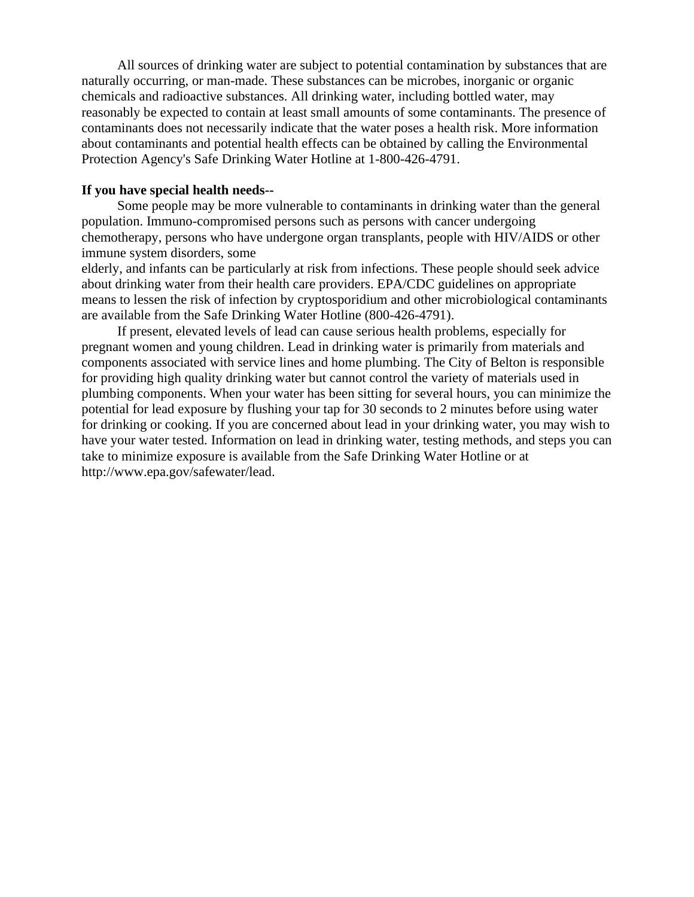All sources of drinking water are subject to potential contamination by substances that are naturally occurring, or man-made. These substances can be microbes, inorganic or organic chemicals and radioactive substances. All drinking water, including bottled water, may reasonably be expected to contain at least small amounts of some contaminants. The presence of contaminants does not necessarily indicate that the water poses a health risk. More information about contaminants and potential health effects can be obtained by calling the Environmental Protection Agency's Safe Drinking Water Hotline at 1-800-426-4791.

**If you have special health needs--**

Some people may be more vulnerable to contaminants in drinking water than the general population. Immuno-compromised persons such as persons with cancer undergoing chemotherapy, persons who have undergone organ transplants, people with HIV/AIDS or other immune system disorders, some elderly, and infants can be particularly at risk from infections. These people should seek advice about drinking water from their health care providers. EPA/CDC guidelines on appropriate means to lessen the risk of infection by cryptosporidium and other microbiological contaminants are available from the Safe Drinking Water Hotline (800-426-4791).

If present, elevated levels of lead can cause serious health problems, especially for pregnant women and young children. Lead in drinking water is primarily from materials and components associated with service lines and home plumbing. The City of Belton is responsible for providing high quality drinking water but cannot control the variety of materials used in plumbing components. When your water has been sitting for several hours, you can minimize the potential for lead exposure by flushing your tap for 30 seconds to 2 minutes before using water for drinking or cooking. If you are concerned about lead in your drinking water, you may wish to have your water tested. Information on lead in drinking water, testing methods, and steps you can take to minimize exposure is available from the Safe Drinking Water Hotline or at http://www.epa.gov/safewater/lead.